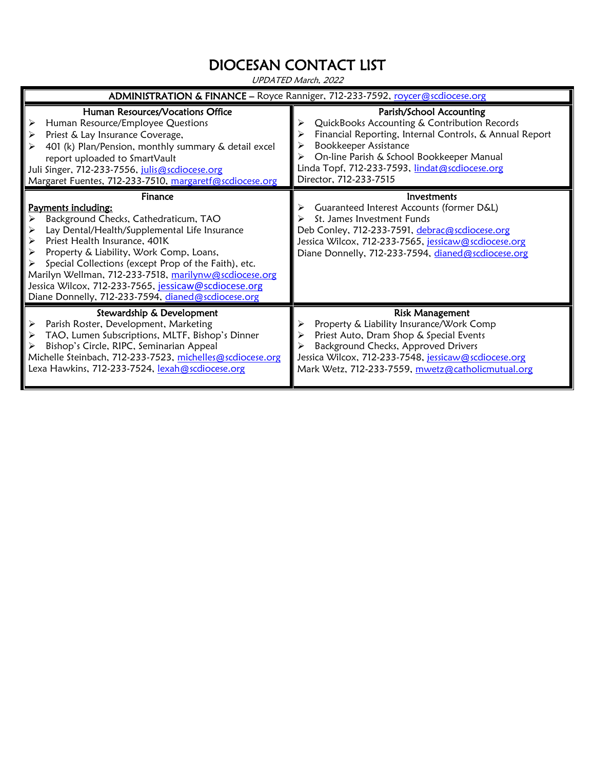# DIOCESAN CONTACT LIST

*UPDATED March, 2022*

## ADMINISTRATION & FINANCE – Royce Ranniger, 712-233-7592, roycer@scdiocese.org

### Human Resources/Vocations Office

- Human Resource/Employee Questions
- Priest & Lay Insurance Coverage,
- 401 (k) Plan/Pension, monthly summary & detail excel report uploaded to SmartVault

Juli Singer, 712-233-7556, julis@scdiocese.org
Margaret Fuentes, 712-233-7510, margaretf@scdiocese.org

### Parish/School Accounting

- QuickBooks Accounting & Contribution Records
- Financial Reporting, Internal Controls, & Annual Report
- Bookkeeper Assistance
- On-line Parish & School Bookkeeper Manual

Linda Topf, 712-233-7593, lindat@scdiocese.org
Director, 712-233-7515

### Finance

**Payments including:**

- Background Checks, Cathedraticum, TAO
- Lay Dental/Health/Supplemental Life Insurance
- Priest Health Insurance, 401K
- Property & Liability, Work Comp, Loans,
- Special Collections (except Prop of the Faith), etc.

Marilyn Wellman, 712-233-7518, marilynw@scdiocese.org
Jessica Wilcox, 712-233-7565, jessicaw@scdiocese.org
Diane Donnelly, 712-233-7594, dianed@scdiocese.org

### Investments

- Guaranteed Interest Accounts (former D&L)
- St. James Investment Funds

Deb Conley, 712-233-7591, debrac@scdiocese.org
Jessica Wilcox, 712-233-7565, jessicaw@scdiocese.org
Diane Donnelly, 712-233-7594, dianed@scdiocese.org

### Stewardship & Development

- Parish Roster, Development, Marketing
- TAO, Lumen Subscriptions, MLTF, Bishop's Dinner
- Bishop's Circle, RIPC, Seminarian Appeal

Michelle Steinbach, 712-233-7523, michelles@scdiocese.org
Lexa Hawkins, 712-233-7524, lexah@scdiocese.org

### Risk Management

- Property & Liability Insurance/Work Comp
- Priest Auto, Dram Shop & Special Events
- Background Checks, Approved Drivers

Jessica Wilcox, 712-233-7548, jessicaw@scdiocese.org
Mark Wetz, 712-233-7559, mwetz@catholicmutual.org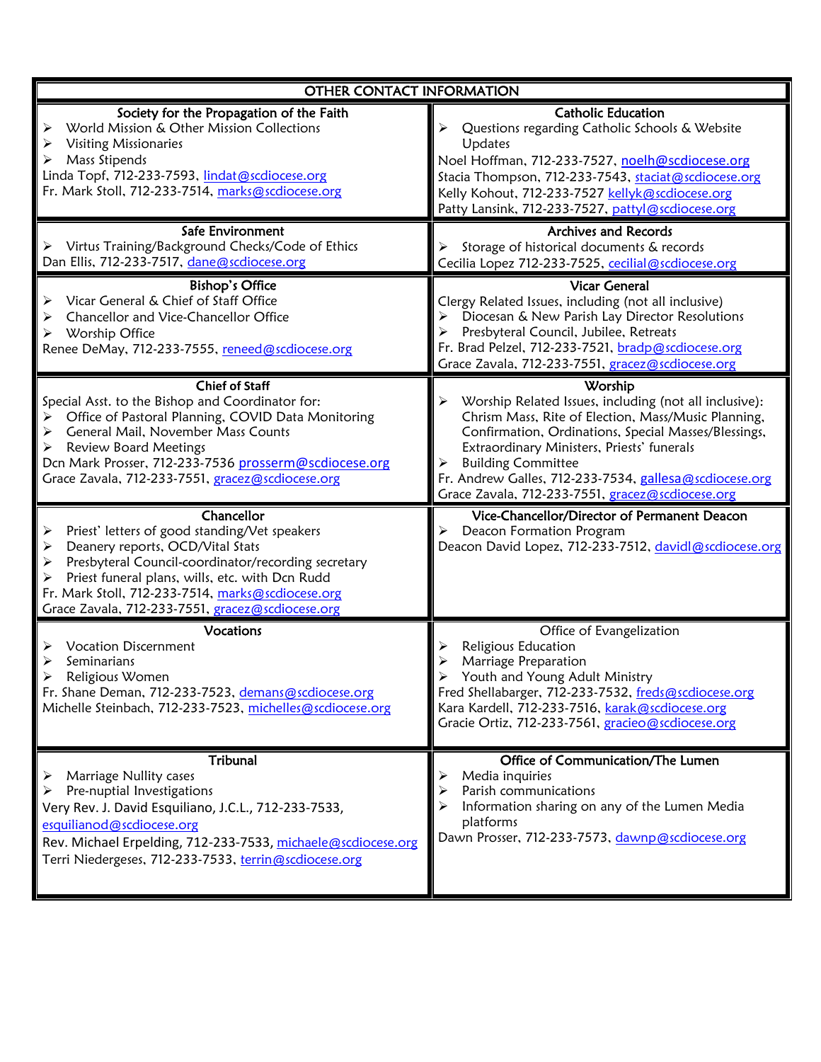## OTHER CONTACT INFORMATION

### Society for the Propagation of the Faith

- World Mission & Other Mission Collections
- Visiting Missionaries
- Mass Stipends

Linda Topf, 712-233-7593, lindat@scdiocese.org
Fr. Mark Stoll, 712-233-7514, marks@scdiocese.org

### Catholic Education

- Questions regarding Catholic Schools & Website Updates

Noel Hoffman, 712-233-7527, noelh@scdiocese.org
Stacia Thompson, 712-233-7543, staciat@scdiocese.org
Kelly Kohout, 712-233-7527 kellyk@scdiocese.org
Patty Lansink, 712-233-7527, pattyl@scdiocese.org

### Safe Environment

- Virtus Training/Background Checks/Code of Ethics

Dan Ellis, 712-233-7517, dane@scdiocese.org

### Archives and Records

- Storage of historical documents & records

Cecilia Lopez 712-233-7525, cecilial@scdiocese.org

### Bishop's Office

- Vicar General & Chief of Staff Office
- Chancellor and Vice-Chancellor Office
- Worship Office

Renee DeMay, 712-233-7555, reneed@scdiocese.org

### Vicar General

Clergy Related Issues, including (not all inclusive)

- Diocesan & New Parish Lay Director Resolutions
- Presbyteral Council, Jubilee, Retreats

Fr. Brad Pelzel, 712-233-7521, bradp@scdiocese.org
Grace Zavala, 712-233-7551, gracez@scdiocese.org

### Chief of Staff

Special Asst. to the Bishop and Coordinator for:

- Office of Pastoral Planning, COVID Data Monitoring
- General Mail, November Mass Counts
- Review Board Meetings

Dcn Mark Prosser, 712-233-7536 prosserm@scdiocese.org
Grace Zavala, 712-233-7551, gracez@scdiocese.org

### Worship

- Worship Related Issues, including (not all inclusive): Chrism Mass, Rite of Election, Mass/Music Planning, Confirmation, Ordinations, Special Masses/Blessings, Extraordinary Ministers, Priests' funerals
- Building Committee

Fr. Andrew Galles, 712-233-7534, gallesa@scdiocese.org
Grace Zavala, 712-233-7551, gracez@scdiocese.org

### Chancellor

- Priest' letters of good standing/Vet speakers
- Deanery reports, OCD/Vital Stats
- Presbyteral Council-coordinator/recording secretary
- Priest funeral plans, wills, etc. with Dcn Rudd

Fr. Mark Stoll, 712-233-7514, marks@scdiocese.org
Grace Zavala, 712-233-7551, gracez@scdiocese.org

### Vice-Chancellor/Director of Permanent Deacon

- Deacon Formation Program

Deacon David Lopez, 712-233-7512, davidl@scdiocese.org

### Vocations

- Vocation Discernment
- Seminarians
- Religious Women

Fr. Shane Deman, 712-233-7523, demans@scdiocese.org
Michelle Steinbach, 712-233-7523, michelles@scdiocese.org

### Office of Evangelization

- Religious Education
- Marriage Preparation
- Youth and Young Adult Ministry

Fred Shellabarger, 712-233-7532, freds@scdiocese.org
Kara Kardell, 712-233-7516, karak@scdiocese.org
Gracie Ortiz, 712-233-7561, gracieo@scdiocese.org

### Tribunal

- Marriage Nullity cases
- Pre-nuptial Investigations

Very Rev. J. David Esquiliano, J.C.L., 712-233-7533, esquilianod@scdiocese.org
Rev. Michael Erpelding, 712-233-7533, michaele@scdiocese.org
Terri Niedergeses, 712-233-7533, terrin@scdiocese.org

### Office of Communication/The Lumen

- Media inquiries
- Parish communications
- Information sharing on any of the Lumen Media platforms

Dawn Prosser, 712-233-7573, dawnp@scdiocese.org